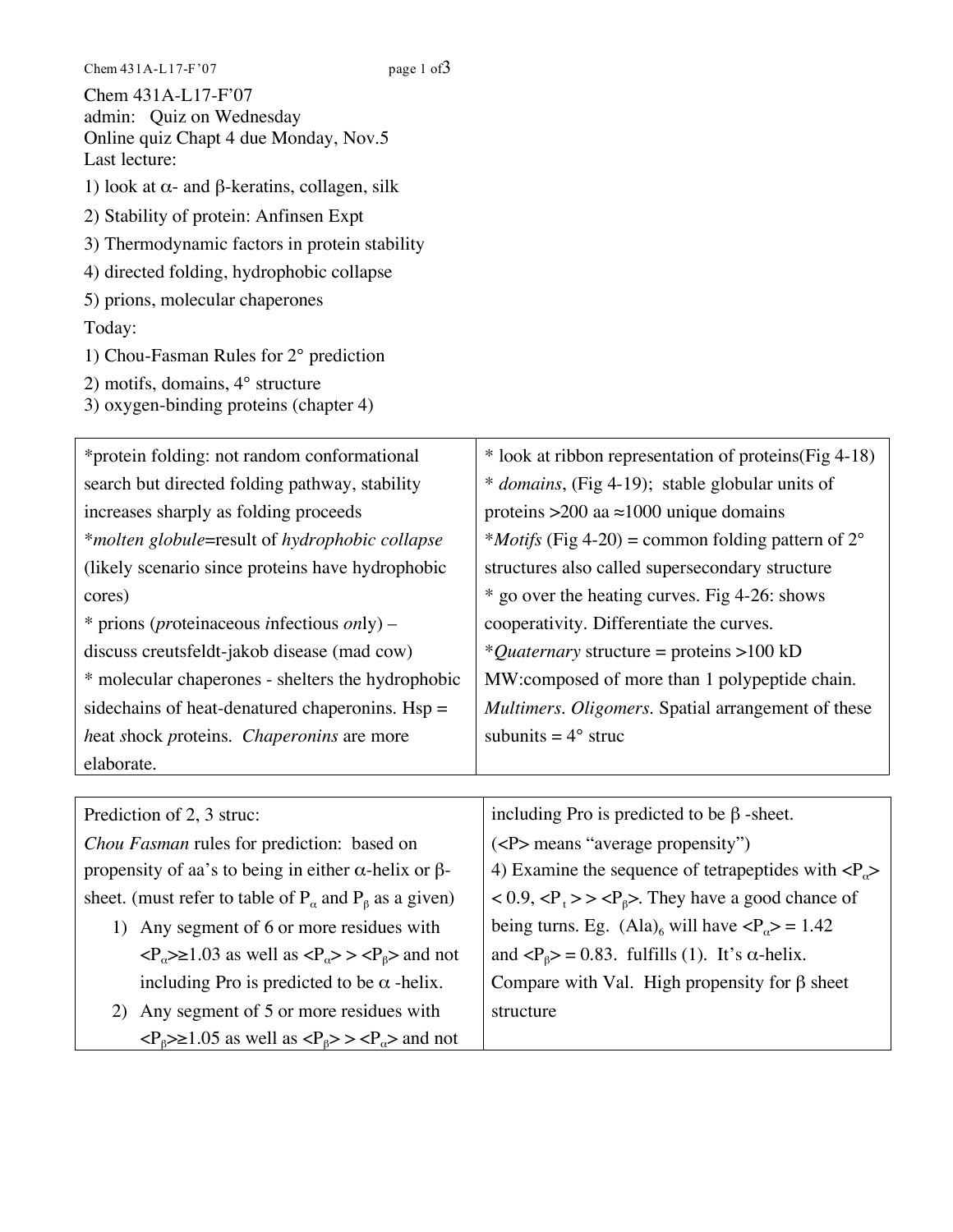Chem 431A-L17-F'07
admin: Quiz on Wednesday
Online quiz Chapt 4 due Monday, Nov.5

Last lecture:

1) look at α- and β-keratins, collagen, silk
2) Stability of protein: Anfinsen Expt
3) Thermodynamic factors in protein stability
4) directed folding, hydrophobic collapse
5) prions, molecular chaperones

Today:

1) Chou-Fasman Rules for 2° prediction
2) motifs, domains, 4° structure
3) oxygen-binding proteins (chapter 4)

*protein folding: not random conformational search but directed folding pathway, stability increases sharply as folding proceeds

**molten globule*=result of *hydrophobic collapse* (likely scenario since proteins have hydrophobic cores)

* prions (*pr*oteinaceous *i*nfectious *on*ly) – discuss creutsfeldt-jakob disease (mad cow)

* molecular chaperones - shelters the hydrophobic sidechains of heat-denatured chaperonins. Hsp = *h*eat *s*hock *p*roteins. *Chaperonins* are more elaborate.

* look at ribbon representation of proteins(Fig 4-18)

* *domains*, (Fig 4-19); stable globular units of proteins >200 aa ≈1000 unique domains

**Motifs* (Fig 4-20) = common folding pattern of 2° structures also called supersecondary structure

* go over the heating curves. Fig 4-26: shows cooperativity. Differentiate the curves.

**Quaternary* structure = proteins >100 kD MW:composed of more than 1 polypeptide chain. *Multimers*. *Oligomers*. Spatial arrangement of these subunits = 4° struc

Prediction of 2, 3 struc:

*Chou Fasman* rules for prediction: based on propensity of aa's to being in either α-helix or β-sheet. (must refer to table of $P_\alpha$ and $P_\beta$ as a given)

1) Any segment of 6 or more residues with $\langle P_\alpha \rangle \geq 1.03$ as well as $\langle P_\alpha \rangle > \langle P_\beta \rangle$ and not including Pro is predicted to be α -helix.
2) Any segment of 5 or more residues with $\langle P_\beta \rangle \geq 1.05$ as well as $\langle P_\beta \rangle > \langle P_\alpha \rangle$ and not including Pro is predicted to be β -sheet.

($\langle P \rangle$ means "average propensity")

4) Examine the sequence of tetrapeptides with $\langle P_\alpha \rangle < 0.9$, $\langle P_t \rangle > \langle P_\beta \rangle$. They have a good chance of being turns. Eg. $(Ala)_6$ will have $\langle P_\alpha \rangle = 1.42$ and $\langle P_\beta \rangle = 0.83$. fulfills (1). It's α-helix. Compare with Val. High propensity for β sheet structure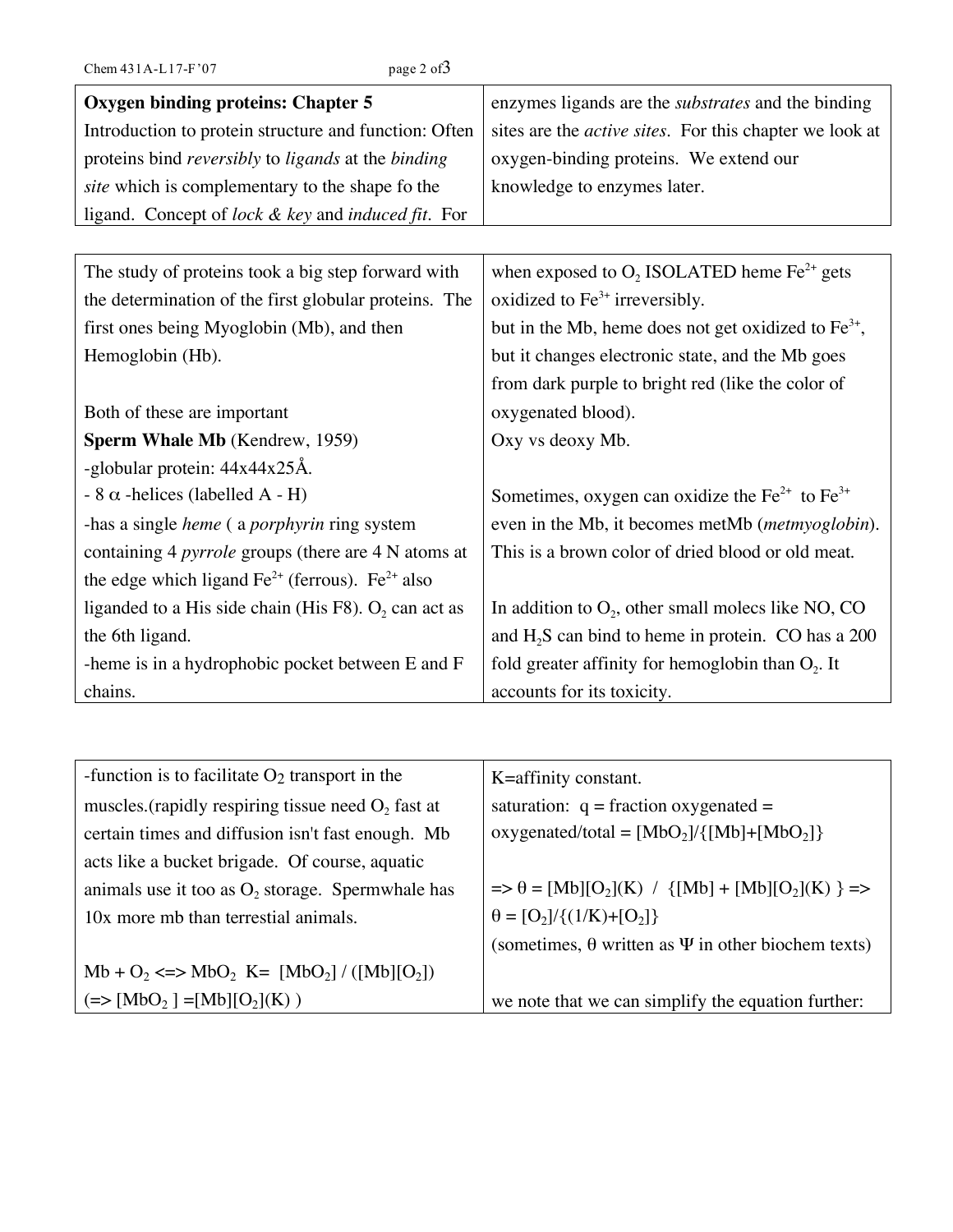**Oxygen binding proteins: Chapter 5**

Introduction to protein structure and function: Often proteins bind *reversibly* to *ligands* at the *binding site* which is complementary to the shape fo the ligand. Concept of *lock & key* and *induced fit*. For enzymes ligands are the *substrates* and the binding sites are the *active sites*. For this chapter we look at oxygen-binding proteins. We extend our knowledge to enzymes later.

The study of proteins took a big step forward with the determination of the first globular proteins. The first ones being Myoglobin (Mb), and then Hemoglobin (Hb).

Both of these are important

**Sperm Whale Mb** (Kendrew, 1959)

- globular protein: 44x44x25Å.
- 8 $\alpha$ -helices (labelled A - H)
- has a single *heme* ( a *porphyrin* ring system containing 4 *pyrrole* groups (there are 4 N atoms at the edge which ligand $Fe^{2+}$ (ferrous). $Fe^{2+}$ also liganded to a His side chain (His F8). $O_2$ can act as the 6th ligand.
- heme is in a hydrophobic pocket between E and F chains.

when exposed to $O_2$ ISOLATED heme $Fe^{2+}$ gets oxidized to $Fe^{3+}$ irreversibly.
but in the Mb, heme does not get oxidized to $Fe^{3+}$, but it changes electronic state, and the Mb goes from dark purple to bright red (like the color of oxygenated blood).
Oxy vs deoxy Mb.

Sometimes, oxygen can oxidize the $Fe^{2+}$ to $Fe^{3+}$ even in the Mb, it becomes metMb (*metmyoglobin*). This is a brown color of dried blood or old meat.

In addition to $O_2$, other small molecs like NO, CO and $H_2S$ can bind to heme in protein. CO has a 200 fold greater affinity for hemoglobin than $O_2$. It accounts for its toxicity.

- function is to facilitate $O_2$ transport in the muscles.(rapidly respiring tissue need $O_2$ fast at certain times and diffusion isn't fast enough. Mb acts like a bucket brigade. Of course, aquatic animals use it too as $O_2$ storage. Spermwhale has 10x more mb than terrestial animals.

$Mb + O_2 \Leftrightarrow MbO_2$ $K = [MbO_2] / ([Mb][O_2])$
($\Rightarrow [MbO_2] = [Mb][O_2](K)$ )

K=affinity constant.
saturation: q = fraction oxygenated = oxygenated/total = $[MbO_2]/\{[Mb]+[MbO_2]\}$

$\Rightarrow \theta = [Mb][O_2](K) \ / \ \{[Mb] + [Mb][O_2](K)\} \Rightarrow$
$\theta = [O_2]/\{(1/K)+[O_2]\}$
(sometimes, $\theta$ written as $\Psi$ in other biochem texts)

we note that we can simplify the equation further: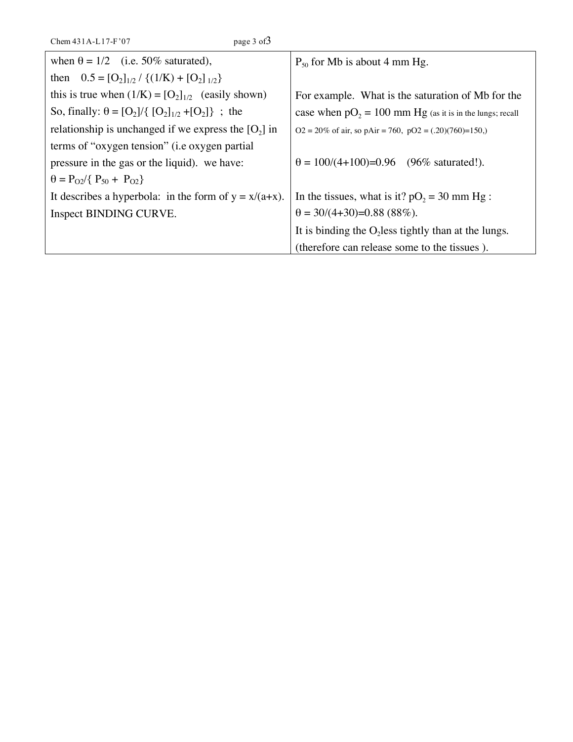| | |
|---|---|
| when $\theta = 1/2$ (i.e. 50% saturated),<br>then $0.5 = [O_2]_{1/2} / \{(1/K) + [O_2]_{1/2}\}$<br>this is true when $(1/K) = [O_2]_{1/2}$ (easily shown)<br>So, finally: $\theta = [O_2]/\{ [O_2]_{1/2} + [O_2]\}$ ; the relationship is unchanged if we express the $[O_2]$ in terms of "oxygen tension" (i.e oxygen partial pressure in the gas or the liquid). we have:<br>$\theta = P_{O2}/\{ P_{50} + P_{O2}\}$<br>It describes a hyperbola: in the form of $y = x/(a+x)$.<br>Inspect BINDING CURVE. | $P_{50}$ for Mb is about 4 mm Hg.<br><br>For example. What is the saturation of Mb for the case when $pO_2$ = 100 mm Hg (as it is in the lungs; recall O2 = 20% of air, so pAir = 760, pO2 = (.20)(760)=150,)<br><br>$\theta = 100/(4+100)=0.96$ (96% saturated!).<br><br>In the tissues, what is it? $pO_2$ = 30 mm Hg :<br>$\theta = 30/(4+30)=0.88$ (88%).<br>It is binding the $O_2$less tightly than at the lungs. (therefore can release some to the tissues ). |